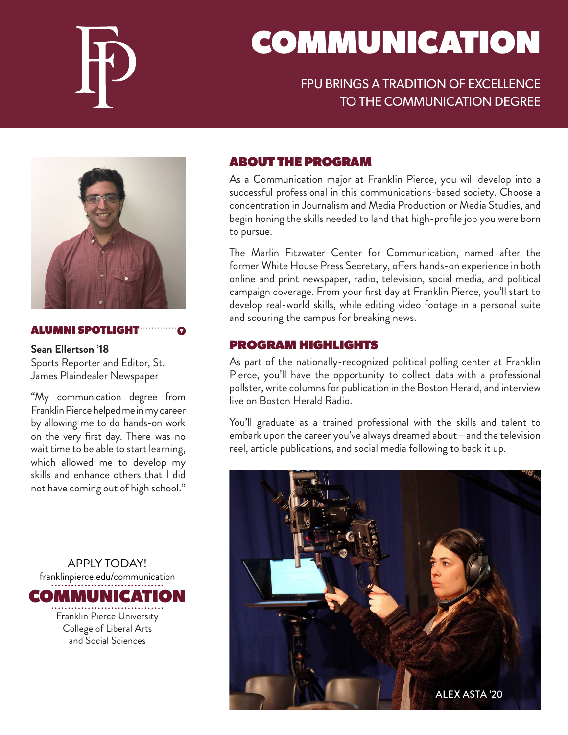# COMMUNICATION

FPU BRINGS A TRADITION OF EXCELLENCE TO THE COMMUNICATION DEGREE

## ABOUT THE PROGRAM

As a Communication major at Franklin Pierce, you will develop into a successful professional in this communications-based society. Choose a concentration in Journalism and Media Production or Media Studies, and begin honing the skills needed to land that high-profile job you were born to pursue.

The Marlin Fitzwater Center for Communication, named after the former White House Press Secretary, offers hands-on experience in both online and print newspaper, radio, television, social media, and political campaign coverage. From your first day at Franklin Pierce, you'll start to develop real-world skills, while editing video footage in a personal suite and scouring the campus for breaking news.

## PROGRAM HIGHLIGHTS

As part of the nationally-recognized political polling center at Franklin Pierce, you'll have the opportunity to collect data with a professional pollster, write columns for publication in the Boston Herald, and interview live on Boston Herald Radio.

You'll graduate as a trained professional with the skills and talent to embark upon the career you've always dreamed about—and the television reel, article publications, and social media following to back it up.

ALEX ASTA '20

## ALUMNI SPOTLIGHT

**Sean Ellertson '18**
Sports Reporter and Editor, St. James Plaindealer Newspaper

"My communication degree from Franklin Pierce helped me in my career by allowing me to do hands-on work on the very first day. There was no wait time to be able to start learning, which allowed me to develop my skills and enhance others that I did not have coming out of high school."

APPLY TODAY!
franklinpierce.edu/communication

**COMMUNICATION**

Franklin Pierce University
College of Liberal Arts and Social Sciences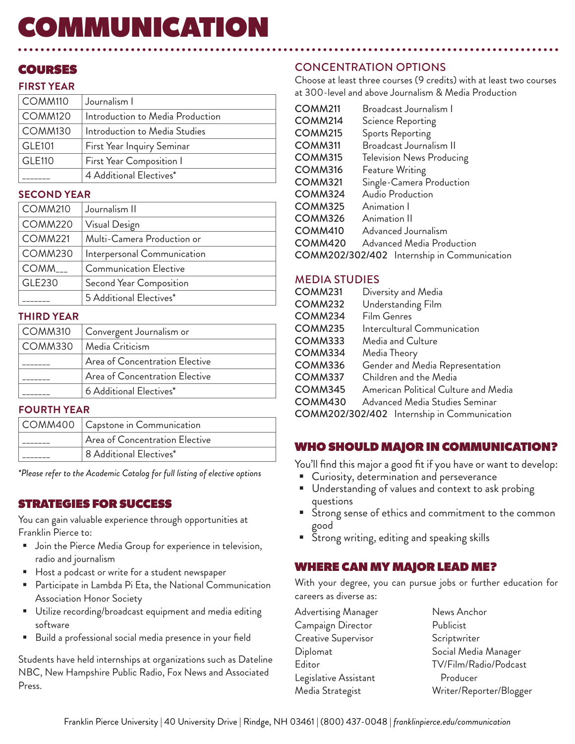# COMMUNICATION

## COURSES

### FIRST YEAR

| | |
|---|---|
| COMM110 | Journalism I |
| COMM120 | Introduction to Media Production |
| COMM130 | Introduction to Media Studies |
| GLE101 | First Year Inquiry Seminar |
| GLE110 | First Year Composition I |
| _______ | 4 Additional Electives* |

### SECOND YEAR

| | |
|---|---|
| COMM210 | Journalism II |
| COMM220 | Visual Design |
| COMM221 | Multi-Camera Production or |
| COMM230 | Interpersonal Communication |
| COMM___ | Communication Elective |
| GLE230 | Second Year Composition |
| _______ | 5 Additional Electives* |

### THIRD YEAR

| | |
|---|---|
| COMM310 | Convergent Journalism or |
| COMM330 | Media Criticism |
| _______ | Area of Concentration Elective |
| _______ | Area of Concentration Elective |
| _______ | 6 Additional Electives* |

### FOURTH YEAR

| | |
|---|---|
| COMM400 | Capstone in Communication |
| _______ | Area of Concentration Elective |
| _______ | 8 Additional Electives* |

*\*Please refer to the Academic Catalog for full listing of elective options*

## STRATEGIES FOR SUCCESS

You can gain valuable experience through opportunities at Franklin Pierce to:

- Join the Pierce Media Group for experience in television, radio and journalism
- Host a podcast or write for a student newspaper
- Participate in Lambda Pi Eta, the National Communication Association Honor Society
- Utilize recording/broadcast equipment and media editing software
- Build a professional social media presence in your field

Students have held internships at organizations such as Dateline NBC, New Hampshire Public Radio, Fox News and Associated Press.

## CONCENTRATION OPTIONS

Choose at least three courses (9 credits) with at least two courses at 300-level and above Journalism & Media Production

**COMM211** Broadcast Journalism I
**COMM214** Science Reporting
**COMM215** Sports Reporting
**COMM311** Broadcast Journalism II
**COMM315** Television News Producing
**COMM316** Feature Writing
**COMM321** Single-Camera Production
**COMM324** Audio Production
**COMM325** Animation I
**COMM326** Animation II
**COMM410** Advanced Journalism
**COMM420** Advanced Media Production
**COMM202/302/402** Internship in Communication

## MEDIA STUDIES

**COMM231** Diversity and Media
**COMM232** Understanding Film
**COMM234** Film Genres
**COMM235** Intercultural Communication
**COMM333** Media and Culture
**COMM334** Media Theory
**COMM336** Gender and Media Representation
**COMM337** Children and the Media
**COMM345** American Political Culture and Media
**COMM430** Advanced Media Studies Seminar
**COMM202/302/402** Internship in Communication

## WHO SHOULD MAJOR IN COMMUNICATION?

You'll find this major a good fit if you have or want to develop:

- Curiosity, determination and perseverance
- Understanding of values and context to ask probing questions
- Strong sense of ethics and commitment to the common good
- Strong writing, editing and speaking skills

## WHERE CAN MY MAJOR LEAD ME?

With your degree, you can pursue jobs or further education for careers as diverse as:

- Advertising Manager
- Campaign Director
- Creative Supervisor
- Diplomat
- Editor
- Legislative Assistant
- Media Strategist
- News Anchor
- Publicist
- Scriptwriter
- Social Media Manager
- TV/Film/Radio/Podcast Producer
- Writer/Reporter/Blogger

Franklin Pierce University | 40 University Drive | Rindge, NH 03461 | (800) 437-0048 | *franklinpierce.edu/communication*